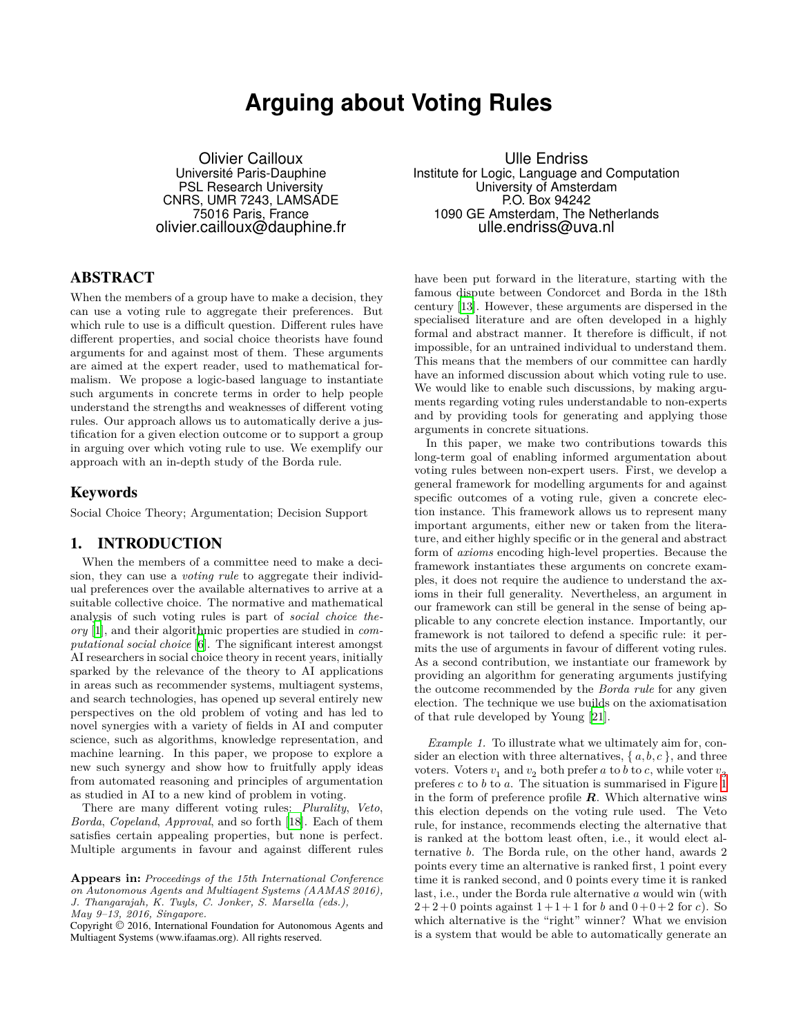# Arguing about Voting Rules

Olivier Cailloux
Université Paris-Dauphine
PSL Research University
CNRS, UMR 7243, LAMSADE
75016 Paris, France
olivier.cailloux@dauphine.fr

Ulle Endriss
Institute for Logic, Language and Computation
University of Amsterdam
P.O. Box 94242
1090 GE Amsterdam, The Netherlands
ulle.endriss@uva.nl

## ABSTRACT

When the members of a group have to make a decision, they can use a voting rule to aggregate their preferences. But which rule to use is a difficult question. Different rules have different properties, and social choice theorists have found arguments for and against most of them. These arguments are aimed at the expert reader, used to mathematical formalism. We propose a logic-based language to instantiate such arguments in concrete terms in order to help people understand the strengths and weaknesses of different voting rules. Our approach allows us to automatically derive a justification for a given election outcome or to support a group in arguing over which voting rule to use. We exemplify our approach with an in-depth study of the Borda rule.

## Keywords

Social Choice Theory; Argumentation; Decision Support

## 1. INTRODUCTION

When the members of a committee need to make a decision, they can use a *voting rule* to aggregate their individual preferences over the available alternatives to arrive at a suitable collective choice. The normative and mathematical analysis of such voting rules is part of *social choice theory* [1], and their algorithmic properties are studied in *computational social choice* [6]. The significant interest amongst AI researchers in social choice theory in recent years, initially sparked by the relevance of the theory to AI applications in areas such as recommender systems, multiagent systems, and search technologies, has opened up several entirely new perspectives on the old problem of voting and has led to novel synergies with a variety of fields in AI and computer science, such as algorithms, knowledge representation, and machine learning. In this paper, we propose to explore a new such synergy and show how to fruitfully apply ideas from automated reasoning and principles of argumentation as studied in AI to a new kind of problem in voting.

There are many different voting rules: *Plurality*, *Veto*, *Borda*, *Copeland*, *Approval*, and so forth [18]. Each of them satisfies certain appealing properties, but none is perfect. Multiple arguments in favour and against different rules have been put forward in the literature, starting with the famous dispute between Condorcet and Borda in the 18th century [13]. However, these arguments are dispersed in the specialised literature and are often developed in a highly formal and abstract manner. It therefore is difficult, if not impossible, for an untrained individual to understand them. This means that the members of our committee can hardly have an informed discussion about which voting rule to use. We would like to enable such discussions, by making arguments regarding voting rules understandable to non-experts and by providing tools for generating and applying those arguments in concrete situations.

In this paper, we make two contributions towards this long-term goal of enabling informed argumentation about voting rules between non-expert users. First, we develop a general framework for modelling arguments for and against specific outcomes of a voting rule, given a concrete election instance. This framework allows us to represent many important arguments, either new or taken from the literature, and either highly specific or in the general and abstract form of *axioms* encoding high-level properties. Because the framework instantiates these arguments on concrete examples, it does not require the audience to understand the axioms in their full generality. Nevertheless, an argument in our framework can still be general in the sense of being applicable to any concrete election instance. Importantly, our framework is not tailored to defend a specific rule: it permits the use of arguments in favour of different voting rules. As a second contribution, we instantiate our framework by providing an algorithm for generating arguments justifying the outcome recommended by the *Borda rule* for any given election. The technique we use builds on the axiomatisation of that rule developed by Young [21].

*Example 1.* To illustrate what we ultimately aim for, consider an election with three alternatives, $\{a, b, c\}$, and three voters. Voters $v_1$ and $v_2$ both prefer $a$ to $b$ to $c$, while voter $v_3$ preferes $c$ to $b$ to $a$. The situation is summarised in Figure 1 in the form of preference profile $\boldsymbol{R}$. Which alternative wins this election depends on the voting rule used. The Veto rule, for instance, recommends electing the alternative that is ranked at the bottom least often, i.e., it would elect alternative $b$. The Borda rule, on the other hand, awards 2 points every time an alternative is ranked first, 1 point every time it is ranked second, and 0 points every time it is ranked last, i.e., under the Borda rule alternative $a$ would win (with $2+2+0$ points against $1+1+1$ for $b$ and $0+0+2$ for $c$). So which alternative is the "right" winner? What we envision is a system that would be able to automatically generate an

**Appears in:** *Proceedings of the 15th International Conference on Autonomous Agents and Multiagent Systems (AAMAS 2016), J. Thangarajah, K. Tuyls, C. Jonker, S. Marsella (eds.), May 9–13, 2016, Singapore.*
Copyright © 2016, International Foundation for Autonomous Agents and Multiagent Systems (www.ifaamas.org). All rights reserved.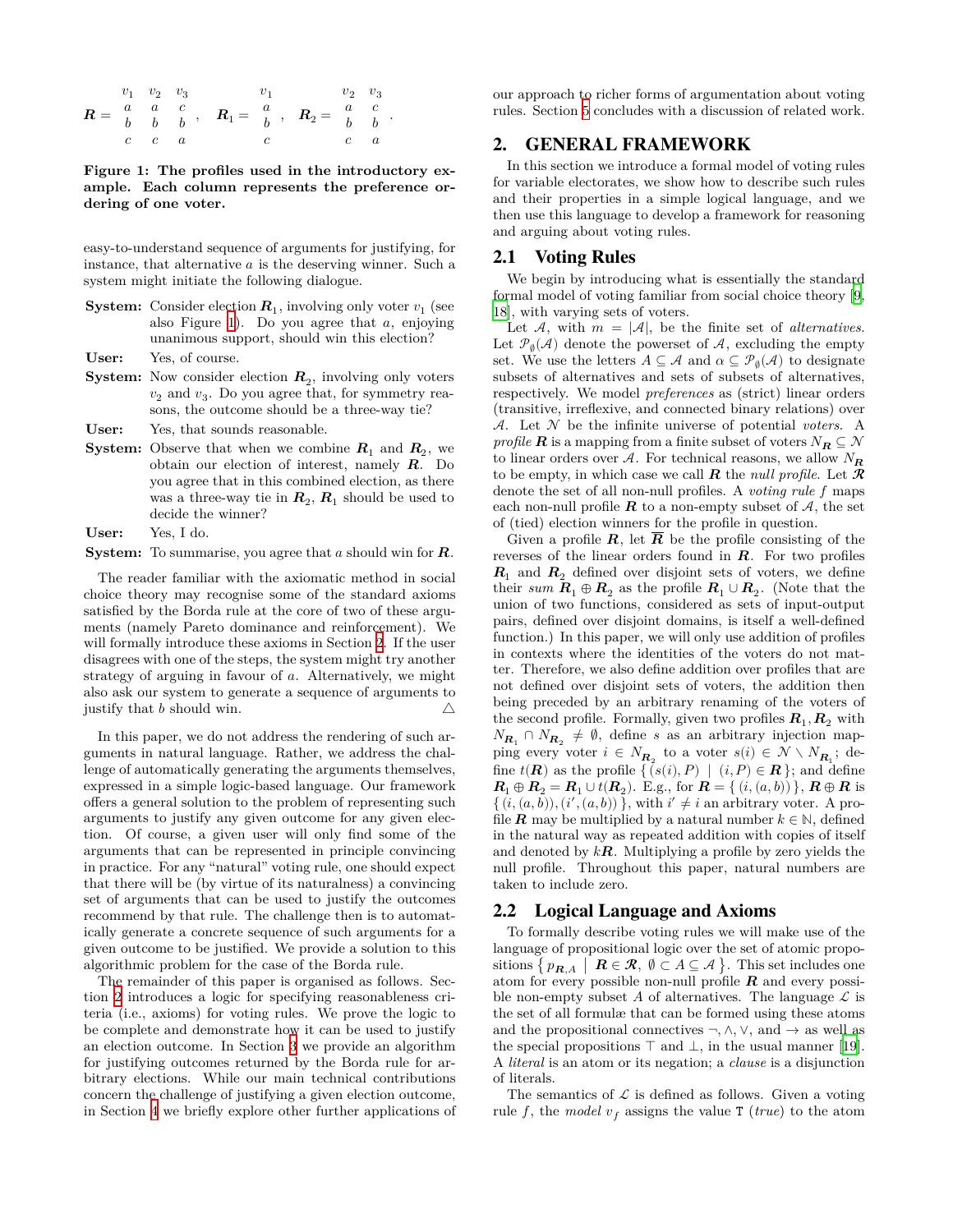$$\boldsymbol{R} = \begin{array}{ccc} v_1 & v_2 & v_3 \\ a & a & c \\ b & b & b \\ c & c & a \end{array}, \quad \boldsymbol{R}_1 = \begin{array}{c} v_1 \\ a \\ b \\ c \end{array}, \quad \boldsymbol{R}_2 = \begin{array}{cc} v_2 & v_3 \\ a & c \\ b & b \\ c & a \end{array}.$$

**Figure 1: The profiles used in the introductory example. Each column represents the preference ordering of one voter.**

easy-to-understand sequence of arguments for justifying, for instance, that alternative $a$ is the deserving winner. Such a system might initiate the following dialogue.

**System:** Consider election $\boldsymbol{R}_1$, involving only voter $v_1$ (see also Figure 1). Do you agree that $a$, enjoying unanimous support, should win this election?

**User:** Yes, of course.

**System:** Now consider election $\boldsymbol{R}_2$, involving only voters $v_2$ and $v_3$. Do you agree that, for symmetry reasons, the outcome should be a three-way tie?

**User:** Yes, that sounds reasonable.

**System:** Observe that when we combine $\boldsymbol{R}_1$ and $\boldsymbol{R}_2$, we obtain our election of interest, namely $\boldsymbol{R}$. Do you agree that in this combined election, as there was a three-way tie in $\boldsymbol{R}_2$, $\boldsymbol{R}_1$ should be used to decide the winner?

**User:** Yes, I do.

**System:** To summarise, you agree that $a$ should win for $\boldsymbol{R}$.

The reader familiar with the axiomatic method in social choice theory may recognise some of the standard axioms satisfied by the Borda rule at the core of two of these arguments (namely Pareto dominance and reinforcement). We will formally introduce these axioms in Section 2. If the user disagrees with one of the steps, the system might try another strategy of arguing in favour of $a$. Alternatively, we might also ask our system to generate a sequence of arguments to justify that $b$ should win. △

In this paper, we do not address the rendering of such arguments in natural language. Rather, we address the challenge of automatically generating the arguments themselves, expressed in a simple logic-based language. Our framework offers a general solution to the problem of representing such arguments to justify any given outcome for any given election. Of course, a given user will only find some of the arguments that can be represented in principle convincing in practice. For any "natural" voting rule, one should expect that there will be (by virtue of its naturalness) a convincing set of arguments that can be used to justify the outcomes recommend by that rule. The challenge then is to automatically generate a concrete sequence of such arguments for a given outcome to be justified. We provide a solution to this algorithmic problem for the case of the Borda rule.

The remainder of this paper is organised as follows. Section 2 introduces a logic for specifying reasonableness criteria (i.e., axioms) for voting rules. We prove the logic to be complete and demonstrate how it can be used to justify an election outcome. In Section 3 we provide an algorithm for justifying outcomes returned by the Borda rule for arbitrary elections. While our main technical contributions concern the challenge of justifying a given election outcome, in Section 4 we briefly explore other further applications of our approach to richer forms of argumentation about voting rules. Section 5 concludes with a discussion of related work.

## 2. GENERAL FRAMEWORK

In this section we introduce a formal model of voting rules for variable electorates, we show how to describe such rules and their properties in a simple logical language, and we then use this language to develop a framework for reasoning and arguing about voting rules.

### 2.1 Voting Rules

We begin by introducing what is essentially the standard formal model of voting familiar from social choice theory [9, 18], with varying sets of voters.

Let $\mathcal{A}$, with $m = |\mathcal{A}|$, be the finite set of *alternatives*. Let $\mathcal{P}_\emptyset(\mathcal{A})$ denote the powerset of $\mathcal{A}$, excluding the empty set. We use the letters $A \subseteq \mathcal{A}$ and $\alpha \subseteq \mathcal{P}_\emptyset(\mathcal{A})$ to designate subsets of alternatives and sets of subsets of alternatives, respectively. We model *preferences* as (strict) linear orders (transitive, irreflexive, and connected binary relations) over $\mathcal{A}$. Let $\mathcal{N}$ be the infinite universe of potential *voters*. A *profile* $\boldsymbol{R}$ is a mapping from a finite subset of voters $N_{\boldsymbol{R}} \subseteq \mathcal{N}$ to linear orders over $\mathcal{A}$. For technical reasons, we allow $N_{\boldsymbol{R}}$ to be empty, in which case we call $\boldsymbol{R}$ the *null profile*. Let $\boldsymbol{\mathcal{R}}$ denote the set of all non-null profiles. A *voting rule* $f$ maps each non-null profile $\boldsymbol{R}$ to a non-empty subset of $\mathcal{A}$, the set of (tied) election winners for the profile in question.

Given a profile $\boldsymbol{R}$, let $\overline{\boldsymbol{R}}$ be the profile consisting of the reverses of the linear orders found in $\boldsymbol{R}$. For two profiles $\boldsymbol{R}_1$ and $\boldsymbol{R}_2$ defined over disjoint sets of voters, we define their *sum* $\boldsymbol{R}_1 \oplus \boldsymbol{R}_2$ as the profile $\boldsymbol{R}_1 \cup \boldsymbol{R}_2$. (Note that the union of two functions, considered as sets of input-output pairs, defined over disjoint domains, is itself a well-defined function.) In this paper, we will only use addition of profiles in contexts where the identities of the voters do not matter. Therefore, we also define addition over profiles that are not defined over disjoint sets of voters, the addition then being preceded by an arbitrary renaming of the voters of the second profile. Formally, given two profiles $\boldsymbol{R}_1, \boldsymbol{R}_2$ with $N_{\boldsymbol{R}_1} \cap N_{\boldsymbol{R}_2} \neq \emptyset$, define $s$ as an arbitrary injection mapping every voter $i \in N_{\boldsymbol{R}_2}$ to a voter $s(i) \in \mathcal{N} \setminus N_{\boldsymbol{R}_1}$; define $t(\boldsymbol{R})$ as the profile $\{\, (s(i), P) \mid (i, P) \in \boldsymbol{R} \,\}$; and define $\boldsymbol{R}_1 \oplus \boldsymbol{R}_2 = \boldsymbol{R}_1 \cup t(\boldsymbol{R}_2)$. E.g., for $\boldsymbol{R} = \{\, (i, (a, b)) \,\}$, $\boldsymbol{R} \oplus \boldsymbol{R}$ is $\{\, (i, (a, b)), (i', (a, b)) \,\}$, with $i' \neq i$ an arbitrary voter. A profile $\boldsymbol{R}$ may be multiplied by a natural number $k \in \mathbb{N}$, defined in the natural way as repeated addition with copies of itself and denoted by $k\boldsymbol{R}$. Multiplying a profile by zero yields the null profile. Throughout this paper, natural numbers are taken to include zero.

### 2.2 Logical Language and Axioms

To formally describe voting rules we will make use of the language of propositional logic over the set of atomic propositions $\{\, p_{\boldsymbol{R},A} \mid \boldsymbol{R} \in \boldsymbol{\mathcal{R}},\ \emptyset \subset A \subseteq \mathcal{A} \,\}$. This set includes one atom for every possible non-null profile $\boldsymbol{R}$ and every possible non-empty subset $A$ of alternatives. The language $\mathcal{L}$ is the set of all formulæ that can be formed using these atoms and the propositional connectives $\neg, \wedge, \vee$, and $\rightarrow$ as well as the special propositions $\top$ and $\bot$, in the usual manner [19]. A *literal* is an atom or its negation; a *clause* is a disjunction of literals.

The semantics of $\mathcal{L}$ is defined as follows. Given a voting rule $f$, the *model* $v_f$ assigns the value T (*true*) to the atom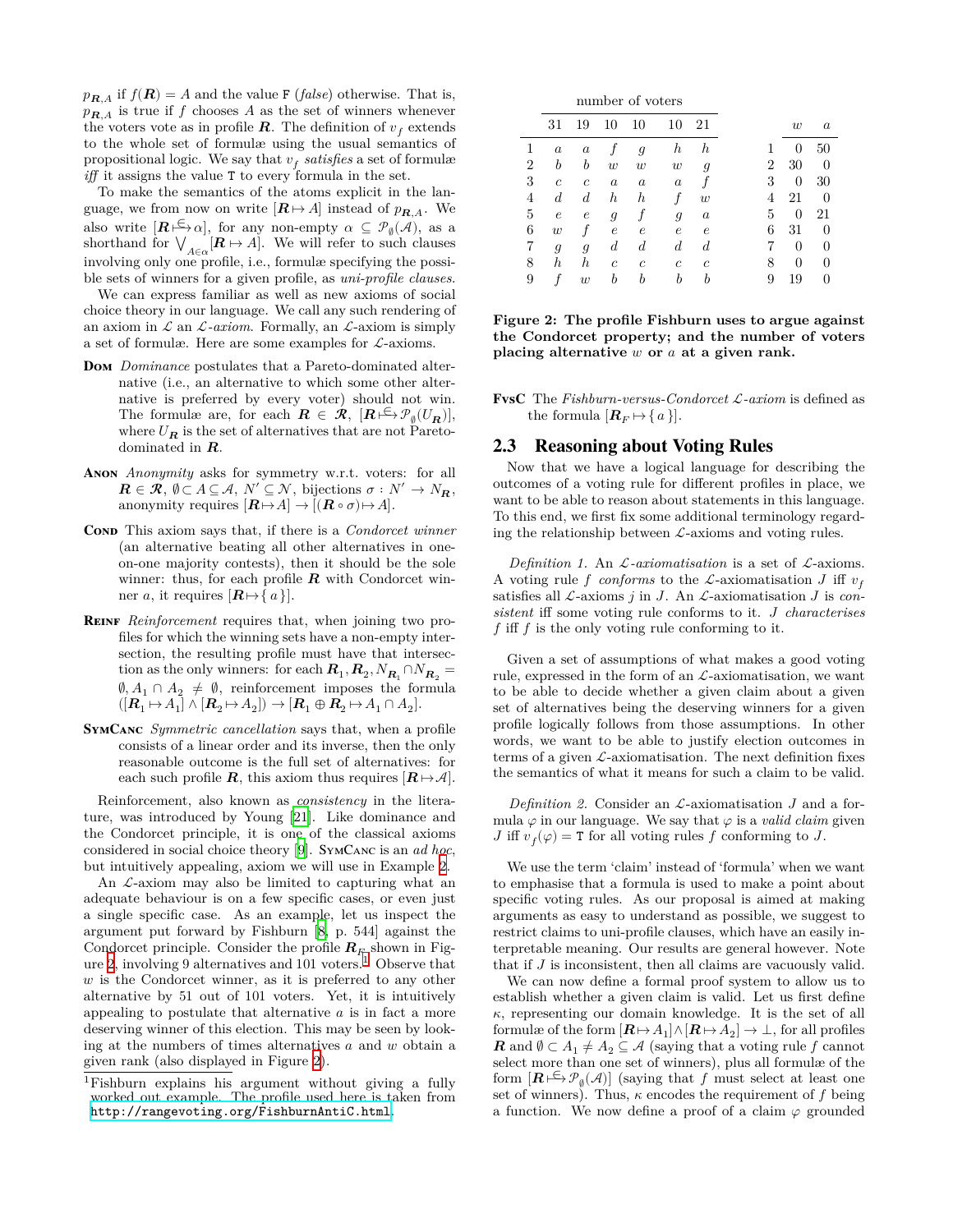$p_{\boldsymbol{R},A}$ if $f(\boldsymbol{R}) = A$ and the value F (*false*) otherwise. That is, $p_{\boldsymbol{R},A}$ is true if $f$ chooses $A$ as the set of winners whenever the voters vote as in profile $\boldsymbol{R}$. The definition of $v_f$ extends to the whole set of formulæ using the usual semantics of propositional logic. We say that $v_f$ *satisfies* a set of formulæ *iff* it assigns the value T to every formula in the set.

To make the semantics of the atoms explicit in the language, we from now on write $[\boldsymbol{R} \mapsto A]$ instead of $p_{\boldsymbol{R},A}$. We also write $[\boldsymbol{R} \overset{\in}{\mapsto} \alpha]$, for any non-empty $\alpha \subseteq \mathcal{P}_\emptyset(\mathcal{A})$, as a shorthand for $\bigvee_{A \in \alpha} [\boldsymbol{R} \mapsto A]$. We will refer to such clauses involving only one profile, i.e., formulæ specifying the possible sets of winners for a given profile, as *uni-profile clauses*.

We can express familiar as well as new axioms of social choice theory in our language. We call any such rendering of an axiom in $\mathcal{L}$ an $\mathcal{L}$-*axiom*. Formally, an $\mathcal{L}$-axiom is simply a set of formulæ. Here are some examples for $\mathcal{L}$-axioms.

- **Dom** *Dominance* postulates that a Pareto-dominated alternative (i.e., an alternative to which some other alternative is preferred by every voter) should not win. The formulæ are, for each $\boldsymbol{R} \in \mathcal{R}$, $[\boldsymbol{R} \overset{\in}{\mapsto} \mathcal{P}_\emptyset(U_{\boldsymbol{R}})]$, where $U_{\boldsymbol{R}}$ is the set of alternatives that are not Pareto-dominated in $\boldsymbol{R}$.
- **Anon** *Anonymity* asks for symmetry w.r.t. voters: for all $\boldsymbol{R} \in \mathcal{R}$, $\emptyset \subset A \subseteq \mathcal{A}$, $N' \subseteq \mathcal{N}$, bijections $\sigma : N' \to N_{\boldsymbol{R}}$, anonymity requires $[\boldsymbol{R} \mapsto A] \to [(\boldsymbol{R} \circ \sigma) \mapsto A]$.
- **Cond** This axiom says that, if there is a *Condorcet winner* (an alternative beating all other alternatives in one-on-one majority contests), then it should be the sole winner: thus, for each profile $\boldsymbol{R}$ with Condorcet winner $a$, it requires $[\boldsymbol{R} \mapsto \{a\}]$.
- **Reinf** *Reinforcement* requires that, when joining two profiles for which the winning sets have a non-empty intersection, the resulting profile must have that intersection as the only winners: for each $\boldsymbol{R}_1, \boldsymbol{R}_2, N_{\boldsymbol{R}_1} \cap N_{\boldsymbol{R}_2} = \emptyset, A_1 \cap A_2 \neq \emptyset$, reinforcement imposes the formula $([\boldsymbol{R}_1 \mapsto A_1] \wedge [\boldsymbol{R}_2 \mapsto A_2]) \to [\boldsymbol{R}_1 \oplus \boldsymbol{R}_2 \mapsto A_1 \cap A_2]$.
- **SymCanc** *Symmetric cancellation* says that, when a profile consists of a linear order and its inverse, then the only reasonable outcome is the full set of alternatives: for each such profile $\boldsymbol{R}$, this axiom thus requires $[\boldsymbol{R} \mapsto \mathcal{A}]$.

Reinforcement, also known as *consistency* in the literature, was introduced by Young [21]. Like dominance and the Condorcet principle, it is one of the classical axioms considered in social choice theory [9]. SymCanc is an *ad hoc*, but intuitively appealing, axiom we will use in Example 2.

An $\mathcal{L}$-axiom may also be limited to capturing what an adequate behaviour is on a few specific cases, or even just a single specific case. As an example, let us inspect the argument put forward by Fishburn [8, p. 544] against the Condorcet principle. Consider the profile $\boldsymbol{R}_F$ shown in Figure 2, involving 9 alternatives and 101 voters.[1] Observe that $w$ is the Condorcet winner, as it is preferred to any other alternative by 51 out of 101 voters. Yet, it is intuitively appealing to postulate that alternative $a$ is in fact a more deserving winner of this election. This may be seen by looking at the numbers of times alternatives $a$ and $w$ obtain a given rank (also displayed in Figure 2).

[1] Fishburn explains his argument without giving a fully worked out example. The profile used here is taken from http://rangevoting.org/FishburnAntiC.html.

| | number of voters | | | | | |
|---|---|---|---|---|---|---|
| | 31 | 19 | 10 | 10 | 10 | 21 |
| 1 | $a$ | $a$ | $f$ | $g$ | $h$ | $h$ |
| 2 | $b$ | $b$ | $w$ | $w$ | $w$ | $g$ |
| 3 | $c$ | $c$ | $a$ | $a$ | $a$ | $f$ |
| 4 | $d$ | $d$ | $h$ | $h$ | $f$ | $w$ |
| 5 | $e$ | $e$ | $g$ | $f$ | $g$ | $a$ |
| 6 | $w$ | $f$ | $e$ | $e$ | $e$ | $e$ |
| 7 | $g$ | $g$ | $d$ | $d$ | $d$ | $d$ |
| 8 | $h$ | $h$ | $c$ | $c$ | $c$ | $c$ |
| 9 | $f$ | $w$ | $b$ | $b$ | $b$ | $b$ |

| | $w$ | $a$ |
|---|---|---|
| 1 | 0 | 50 |
| 2 | 30 | 0 |
| 3 | 0 | 30 |
| 4 | 21 | 0 |
| 5 | 0 | 21 |
| 6 | 31 | 0 |
| 7 | 0 | 0 |
| 8 | 0 | 0 |
| 9 | 19 | 0 |

**Figure 2: The profile Fishburn uses to argue against the Condorcet property; and the number of voters placing alternative $w$ or $a$ at a given rank.**

- **FvsC** The *Fishburn-versus-Condorcet* $\mathcal{L}$-*axiom* is defined as the formula $[\boldsymbol{R}_F \mapsto \{a\}]$.

## 2.3 Reasoning about Voting Rules

Now that we have a logical language for describing the outcomes of a voting rule for different profiles in place, we want to be able to reason about statements in this language. To this end, we first fix some additional terminology regarding the relationship between $\mathcal{L}$-axioms and voting rules.

*Definition 1.* An $\mathcal{L}$-*axiomatisation* is a set of $\mathcal{L}$-axioms. A voting rule $f$ *conforms* to the $\mathcal{L}$-axiomatisation $J$ iff $v_f$ satisfies all $\mathcal{L}$-axioms $j$ in $J$. An $\mathcal{L}$-axiomatisation $J$ is *consistent* iff some voting rule conforms to it. $J$ *characterises* $f$ iff $f$ is the only voting rule conforming to it.

Given a set of assumptions of what makes a good voting rule, expressed in the form of an $\mathcal{L}$-axiomatisation, we want to be able to decide whether a given claim about a given set of alternatives being the deserving winners for a given profile logically follows from those assumptions. In other words, we want to be able to justify election outcomes in terms of a given $\mathcal{L}$-axiomatisation. The next definition fixes the semantics of what it means for such a claim to be valid.

*Definition 2.* Consider an $\mathcal{L}$-axiomatisation $J$ and a formula $\varphi$ in our language. We say that $\varphi$ is a *valid claim* given $J$ iff $v_f(\varphi) = $ T for all voting rules $f$ conforming to $J$.

We use the term 'claim' instead of 'formula' when we want to emphasise that a formula is used to make a point about specific voting rules. As our proposal is aimed at making arguments as easy to understand as possible, we suggest to restrict claims to uni-profile clauses, which have an easily interpretable meaning. Our results are general however. Note that if $J$ is inconsistent, then all claims are vacuously valid.

We can now define a formal proof system to allow us to establish whether a given claim is valid. Let us first define $\kappa$, representing our domain knowledge. It is the set of all formulæ of the form $[\boldsymbol{R} \mapsto A_1] \wedge [\boldsymbol{R} \mapsto A_2] \to \bot$, for all profiles $\boldsymbol{R}$ and $\emptyset \subset A_1 \neq A_2 \subseteq \mathcal{A}$ (saying that a voting rule $f$ cannot select more than one set of winners), plus all formulæ of the form $[\boldsymbol{R} \overset{\in}{\mapsto} \mathcal{P}_\emptyset(\mathcal{A})]$ (saying that $f$ must select at least one set of winners). Thus, $\kappa$ encodes the requirement of $f$ being a function. We now define a proof of a claim $\varphi$ grounded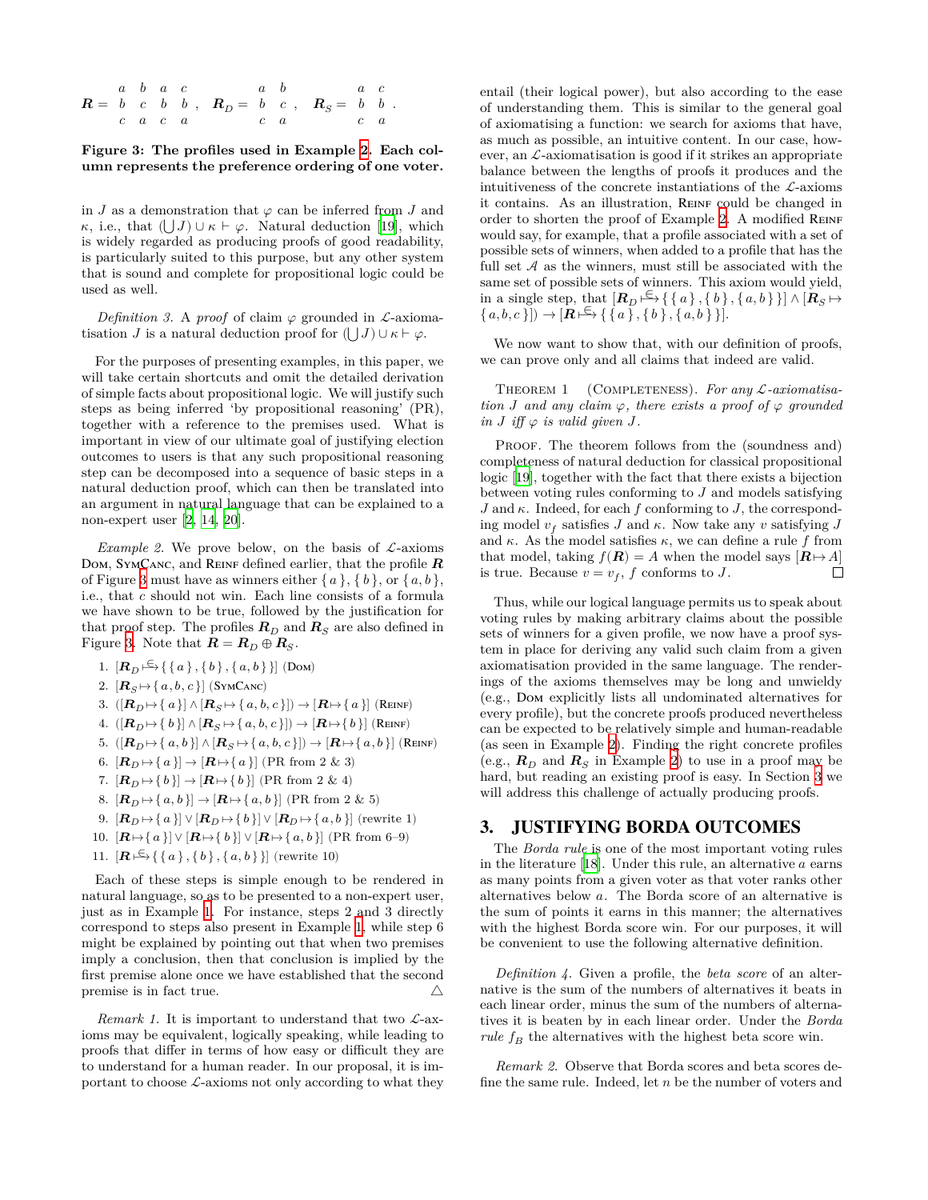$$\boldsymbol{R} = \begin{matrix} a & b & a & c \\ b & c & b & b \\ c & a & c & a \end{matrix}, \quad \boldsymbol{R}_D = \begin{matrix} a & b \\ b & c \\ c & a \end{matrix}, \quad \boldsymbol{R}_S = \begin{matrix} a & c \\ b & b \\ c & a \end{matrix}.$$

**Figure 3: The profiles used in Example 2. Each column represents the preference ordering of one voter.**

in $J$ as a demonstration that $\varphi$ can be inferred from $J$ and $\kappa$, i.e., that $(\bigcup J) \cup \kappa \vdash \varphi$. Natural deduction [19], which is widely regarded as producing proofs of good readability, is particularly suited to this purpose, but any other system that is sound and complete for propositional logic could be used as well.

*Definition 3.* A *proof* of claim $\varphi$ grounded in $\mathcal{L}$-axiomatisation $J$ is a natural deduction proof for $(\bigcup J) \cup \kappa \vdash \varphi$.

For the purposes of presenting examples, in this paper, we will take certain shortcuts and omit the detailed derivation of simple facts about propositional logic. We will justify such steps as being inferred 'by propositional reasoning' (PR), together with a reference to the premises used. What is important in view of our ultimate goal of justifying election outcomes to users is that any such propositional reasoning step can be decomposed into a sequence of basic steps in a natural deduction proof, which can then be translated into an argument in natural language that can be explained to a non-expert user [2, 14, 20].

*Example 2.* We prove below, on the basis of $\mathcal{L}$-axioms Dom, SymCanc, and Reinf defined earlier, that the profile $\boldsymbol{R}$ of Figure 3 must have as winners either $\{a\}$, $\{b\}$, or $\{a, b\}$, i.e., that $c$ should not win. Each line consists of a formula we have shown to be true, followed by the justification for that proof step. The profiles $\boldsymbol{R}_D$ and $\boldsymbol{R}_S$ are also defined in Figure 3. Note that $\boldsymbol{R} = \boldsymbol{R}_D \oplus \boldsymbol{R}_S$.

1. $[\boldsymbol{R}_D \overset{\subseteq}{\mapsto} \{\{a\}, \{b\}, \{a, b\}\}]$ (Dom)
2. $[\boldsymbol{R}_S \mapsto \{a, b, c\}]$ (SymCanc)
3. $([\boldsymbol{R}_D \mapsto \{a\}] \wedge [\boldsymbol{R}_S \mapsto \{a, b, c\}]) \to [\boldsymbol{R} \mapsto \{a\}]$ (Reinf)
4. $([\boldsymbol{R}_D \mapsto \{b\}] \wedge [\boldsymbol{R}_S \mapsto \{a, b, c\}]) \to [\boldsymbol{R} \mapsto \{b\}]$ (Reinf)
5. $([\boldsymbol{R}_D \mapsto \{a, b\}] \wedge [\boldsymbol{R}_S \mapsto \{a, b, c\}]) \to [\boldsymbol{R} \mapsto \{a, b\}]$ (Reinf)
6. $[\boldsymbol{R}_D \mapsto \{a\}] \to [\boldsymbol{R} \mapsto \{a\}]$ (PR from 2 & 3)
7. $[\boldsymbol{R}_D \mapsto \{b\}] \to [\boldsymbol{R} \mapsto \{b\}]$ (PR from 2 & 4)
8. $[\boldsymbol{R}_D \mapsto \{a, b\}] \to [\boldsymbol{R} \mapsto \{a, b\}]$ (PR from 2 & 5)
9. $[\boldsymbol{R}_D \mapsto \{a\}] \vee [\boldsymbol{R}_D \mapsto \{b\}] \vee [\boldsymbol{R}_D \mapsto \{a, b\}]$ (rewrite 1)
10. $[\boldsymbol{R} \mapsto \{a\}] \vee [\boldsymbol{R} \mapsto \{b\}] \vee [\boldsymbol{R} \mapsto \{a, b\}]$ (PR from 6–9)
11. $[\boldsymbol{R} \overset{\subseteq}{\mapsto} \{\{a\}, \{b\}, \{a, b\}\}]$ (rewrite 10)

Each of these steps is simple enough to be rendered in natural language, so as to be presented to a non-expert user, just as in Example 1. For instance, steps 2 and 3 directly correspond to steps also present in Example 1, while step 6 might be explained by pointing out that when two premises imply a conclusion, then that conclusion is implied by the first premise alone once we have established that the second premise is in fact true. △

*Remark 1.* It is important to understand that two $\mathcal{L}$-axioms may be equivalent, logically speaking, while leading to proofs that differ in terms of how easy or difficult they are to understand for a human reader. In our proposal, it is important to choose $\mathcal{L}$-axioms not only according to what they entail (their logical power), but also according to the ease of understanding them. This is similar to the general goal of axiomatising a function: we search for axioms that have, as much as possible, an intuitive content. In our case, however, an $\mathcal{L}$-axiomatisation is good if it strikes an appropriate balance between the lengths of proofs it produces and the intuitiveness of the concrete instantiations of the $\mathcal{L}$-axioms it contains. As an illustration, Reinf could be changed in order to shorten the proof of Example 2. A modified Reinf would say, for example, that a profile associated with a set of possible sets of winners, when added to a profile that has the full set $\mathcal{A}$ as the winners, must still be associated with the same set of possible sets of winners. This axiom would yield, in a single step, that $[\boldsymbol{R}_D \overset{\subseteq}{\mapsto} \{\{a\}, \{b\}, \{a, b\}\}] \wedge [\boldsymbol{R}_S \mapsto \{a, b, c\}]) \to [\boldsymbol{R} \overset{\subseteq}{\mapsto} \{\{a\}, \{b\}, \{a, b\}\}]$.

We now want to show that, with our definition of proofs, we can prove only and all claims that indeed are valid.

Theorem 1 (Completeness). *For any $\mathcal{L}$-axiomatisation $J$ and any claim $\varphi$, there exists a proof of $\varphi$ grounded in $J$ iff $\varphi$ is valid given $J$.*

Proof. The theorem follows from the (soundness and) completeness of natural deduction for classical propositional logic [19], together with the fact that there exists a bijection between voting rules conforming to $J$ and models satisfying $J$ and $\kappa$. Indeed, for each $f$ conforming to $J$, the corresponding model $v_f$ satisfies $J$ and $\kappa$. Now take any $v$ satisfying $J$ and $\kappa$. As the model satisfies $\kappa$, we can define a rule $f$ from that model, taking $f(\boldsymbol{R}) = A$ when the model says $[\boldsymbol{R} \mapsto A]$ is true. Because $v = v_f$, $f$ conforms to $J$. □

Thus, while our logical language permits us to speak about voting rules by making arbitrary claims about the possible sets of winners for a given profile, we now have a proof system in place for deriving any valid such claim from a given axiomatisation provided in the same language. The renderings of the axioms themselves may be long and unwieldy (e.g., Dom explicitly lists all undominated alternatives for every profile), but the concrete proofs produced nevertheless can be expected to be relatively simple and human-readable (as seen in Example 2). Finding the right concrete profiles (e.g., $\boldsymbol{R}_D$ and $\boldsymbol{R}_S$ in Example 2) to use in a proof may be hard, but reading an existing proof is easy. In Section 3 we will address this challenge of actually producing proofs.

## 3. JUSTIFYING BORDA OUTCOMES

The *Borda rule* is one of the most important voting rules in the literature [18]. Under this rule, an alternative $a$ earns as many points from a given voter as that voter ranks other alternatives below $a$. The Borda score of an alternative is the sum of points it earns in this manner; the alternatives with the highest Borda score win. For our purposes, it will be convenient to use the following alternative definition.

*Definition 4.* Given a profile, the *beta score* of an alternative is the sum of the numbers of alternatives it beats in each linear order, minus the sum of the numbers of alternatives it is beaten by in each linear order. Under the *Borda rule* $f_B$ the alternatives with the highest beta score win.

*Remark 2.* Observe that Borda scores and beta scores define the same rule. Indeed, let $n$ be the number of voters and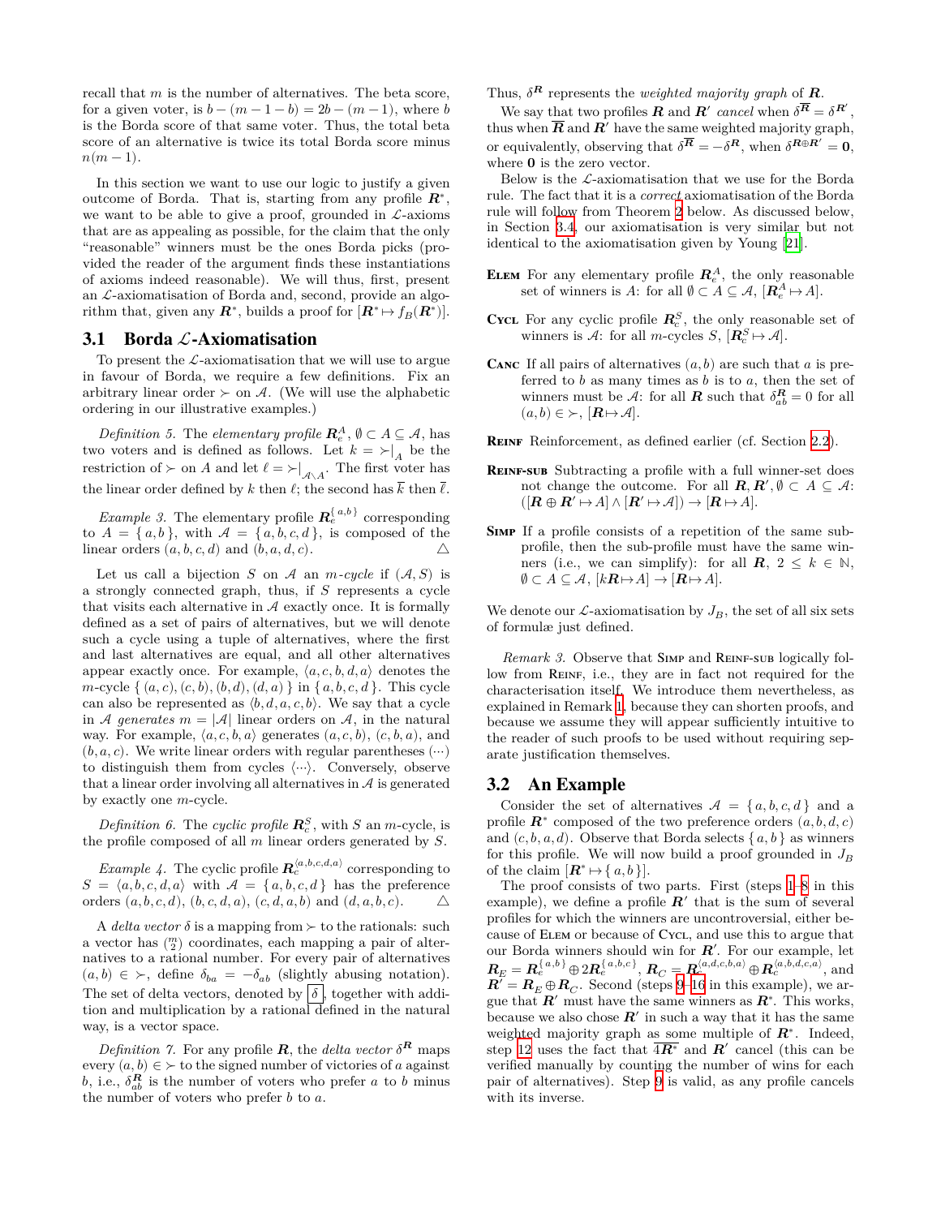recall that $m$ is the number of alternatives. The beta score, for a given voter, is $b - (m-1-b) = 2b - (m-1)$, where $b$ is the Borda score of that same voter. Thus, the total beta score of an alternative is twice its total Borda score minus $n(m-1)$.

In this section we want to use our logic to justify a given outcome of Borda. That is, starting from any profile $\boldsymbol{R}^*$, we want to be able to give a proof, grounded in $\mathcal{L}$-axioms that are as appealing as possible, for the claim that the only "reasonable" winners must be the ones Borda picks (provided the reader of the argument finds these instantiations of axioms indeed reasonable). We will thus, first, present an $\mathcal{L}$-axiomatisation of Borda and, second, provide an algorithm that, given any $\boldsymbol{R}^*$, builds a proof for $[\boldsymbol{R}^* \mapsto f_B(\boldsymbol{R}^*)]$.

## 3.1 Borda $\mathcal{L}$-Axiomatisation

To present the $\mathcal{L}$-axiomatisation that we will use to argue in favour of Borda, we require a few definitions. Fix an arbitrary linear order $\succ$ on $\mathcal{A}$. (We will use the alphabetic ordering in our illustrative examples.)

*Definition 5.* The *elementary profile* $\boldsymbol{R}_e^A$, $\emptyset \subset A \subseteq \mathcal{A}$, has two voters and is defined as follows. Let $k = \succ|_A$ be the restriction of $\succ$ on $A$ and let $\ell = \succ|_{\mathcal{A}\setminus A}$. The first voter has the linear order defined by $k$ then $\ell$; the second has $\overline{k}$ then $\overline{\ell}$.

*Example 3.* The elementary profile $\boldsymbol{R}_e^{\{a,b\}}$ corresponding to $A = \{a, b\}$, with $\mathcal{A} = \{a, b, c, d\}$, is composed of the linear orders $(a, b, c, d)$ and $(b, a, d, c)$. △

Let us call a bijection $S$ on $\mathcal{A}$ an *m-cycle* if $(\mathcal{A}, S)$ is a strongly connected graph, thus, if $S$ represents a cycle that visits each alternative in $\mathcal{A}$ exactly once. It is formally defined as a set of pairs of alternatives, but we will denote such a cycle using a tuple of alternatives, where the first and last alternatives are equal, and all other alternatives appear exactly once. For example, $\langle a, c, b, d, a\rangle$ denotes the $m$-cycle $\{(a, c), (c, b), (b, d), (d, a)\}$ in $\{a, b, c, d\}$. This cycle can also be represented as $\langle b, d, a, c, b\rangle$. We say that a cycle in $\mathcal{A}$ *generates* $m = |\mathcal{A}|$ linear orders on $\mathcal{A}$, in the natural way. For example, $\langle a, c, b, a\rangle$ generates $(a, c, b)$, $(c, b, a)$, and $(b, a, c)$. We write linear orders with regular parentheses $(\cdots)$ to distinguish them from cycles $\langle\cdots\rangle$. Conversely, observe that a linear order involving all alternatives in $\mathcal{A}$ is generated by exactly one $m$-cycle.

*Definition 6.* The *cyclic profile* $\boldsymbol{R}_c^S$, with $S$ an $m$-cycle, is the profile composed of all $m$ linear orders generated by $S$.

*Example 4.* The cyclic profile $\boldsymbol{R}_c^{\langle a,b,c,d,a\rangle}$ corresponding to $S = \langle a, b, c, d, a\rangle$ with $\mathcal{A} = \{a, b, c, d\}$ has the preference orders $(a, b, c, d)$, $(b, c, d, a)$, $(c, d, a, b)$ and $(d, a, b, c)$. △

A *delta vector* $\delta$ is a mapping from $\succ$ to the rationals: such a vector has $\binom{m}{2}$ coordinates, each mapping a pair of alternatives to a rational number. For every pair of alternatives $(a, b) \in \succ$, define $\delta_{ba} = -\delta_{ab}$ (slightly abusing notation). The set of delta vectors, denoted by $\boxed{\delta}$, together with addition and multiplication by a rational defined in the natural way, is a vector space.

*Definition 7.* For any profile $\boldsymbol{R}$, the *delta vector* $\delta^{\boldsymbol{R}}$ maps every $(a, b) \in \succ$ to the signed number of victories of $a$ against $b$, i.e., $\delta_{ab}^{\boldsymbol{R}}$ is the number of voters who prefer $a$ to $b$ minus the number of voters who prefer $b$ to $a$.

Thus, $\delta^{\boldsymbol{R}}$ represents the *weighted majority graph* of $\boldsymbol{R}$.

We say that two profiles $\boldsymbol{R}$ and $\boldsymbol{R}'$ *cancel* when $\delta^{\overline{\boldsymbol{R}}} = \delta^{\boldsymbol{R}'}$, thus when $\overline{\boldsymbol{R}}$ and $\boldsymbol{R}'$ have the same weighted majority graph, or equivalently, observing that $\delta^{\overline{\boldsymbol{R}}} = -\delta^{\boldsymbol{R}}$, when $\delta^{\boldsymbol{R}\oplus\boldsymbol{R}'} = \boldsymbol{0}$, where $\boldsymbol{0}$ is the zero vector.

Below is the $\mathcal{L}$-axiomatisation that we use for the Borda rule. The fact that it is a *correct* axiomatisation of the Borda rule will follow from Theorem 2 below. As discussed below, in Section 3.4, our axiomatisation is very similar but not identical to the axiomatisation given by Young [21].

- **Elem** For any elementary profile $\boldsymbol{R}_e^A$, the only reasonable set of winners is $A$: for all $\emptyset \subset A \subseteq \mathcal{A}$, $[\boldsymbol{R}_e^A \mapsto A]$.
- **Cycl** For any cyclic profile $\boldsymbol{R}_c^S$, the only reasonable set of winners is $\mathcal{A}$: for all $m$-cycles $S$, $[\boldsymbol{R}_c^S \mapsto \mathcal{A}]$.
- **Canc** If all pairs of alternatives $(a, b)$ are such that $a$ is preferred to $b$ as many times as $b$ is to $a$, then the set of winners must be $\mathcal{A}$: for all $\boldsymbol{R}$ such that $\delta_{ab}^{\boldsymbol{R}} = 0$ for all $(a, b) \in \succ$, $[\boldsymbol{R} \mapsto \mathcal{A}]$.
- **Reinf** Reinforcement, as defined earlier (cf. Section 2.2).
- **Reinf-sub** Subtracting a profile with a full winner-set does not change the outcome. For all $\boldsymbol{R}, \boldsymbol{R}', \emptyset \subset A \subseteq \mathcal{A}$: $([\boldsymbol{R} \oplus \boldsymbol{R}' \mapsto A] \wedge [\boldsymbol{R}' \mapsto \mathcal{A}]) \rightarrow [\boldsymbol{R} \mapsto A]$.
- **Simp** If a profile consists of a repetition of the same sub-profile, then the sub-profile must have the same winners (i.e., we can simplify): for all $\boldsymbol{R}$, $2 \leq k \in \mathbb{N}$, $\emptyset \subset A \subseteq \mathcal{A}$, $[k\boldsymbol{R} \mapsto A] \rightarrow [\boldsymbol{R} \mapsto A]$.

We denote our $\mathcal{L}$-axiomatisation by $J_B$, the set of all six sets of formulæ just defined.

*Remark 3.* Observe that Simp and Reinf-sub logically follow from Reinf, i.e., they are in fact not required for the characterisation itself. We introduce them nevertheless, as explained in Remark 1, because they can shorten proofs, and because we assume they will appear sufficiently intuitive to the reader of such proofs to be used without requiring separate justification themselves.

## 3.2 An Example

Consider the set of alternatives $\mathcal{A} = \{a, b, c, d\}$ and a profile $\boldsymbol{R}^*$ composed of the two preference orders $(a, b, d, c)$ and $(c, b, a, d)$. Observe that Borda selects $\{a, b\}$ as winners for this profile. We will now build a proof grounded in $J_B$ of the claim $[\boldsymbol{R}^* \mapsto \{a, b\}]$.

The proof consists of two parts. First (steps 1–8 in this example), we define a profile $\boldsymbol{R}'$ that is the sum of several profiles for which the winners are uncontroversial, either because of Elem or because of Cycl, and use this to argue that our Borda winners should win for $\boldsymbol{R}'$. For our example, let $\boldsymbol{R}_E = \boldsymbol{R}_e^{\{a,b\}} \oplus 2\boldsymbol{R}_e^{\{a,b,c\}}$, $\boldsymbol{R}_C = \boldsymbol{R}_c^{\langle a,d,c,b,a\rangle} \oplus \boldsymbol{R}_c^{\langle a,b,d,c,a\rangle}$, and $\boldsymbol{R}' = \boldsymbol{R}_E \oplus \boldsymbol{R}_C$. Second (steps 9–16 in this example), we argue that $\boldsymbol{R}'$ must have the same winners as $\boldsymbol{R}^*$. This works, because we also chose $\boldsymbol{R}'$ in such a way that it has the same weighted majority graph as some multiple of $\boldsymbol{R}^*$. Indeed, step 12 uses the fact that $\overline{4\boldsymbol{R}^*}$ and $\boldsymbol{R}'$ cancel (this can be verified manually by counting the number of wins for each pair of alternatives). Step 9 is valid, as any profile cancels with its inverse.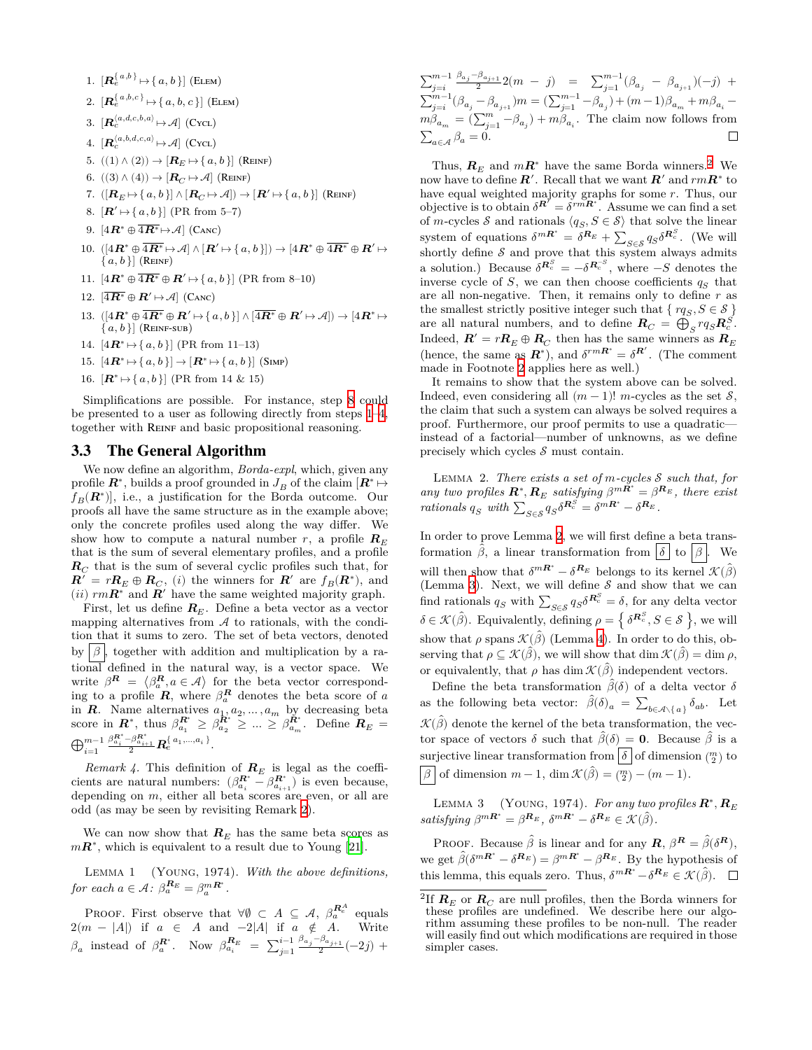1. $[\boldsymbol{R}_e^{\{a,b\}} \mapsto \{a, b\}]$ (Elem)
2. $[\boldsymbol{R}_e^{\{a,b,c\}} \mapsto \{a, b, c\}]$ (Elem)
3. $[\boldsymbol{R}_c^{\langle a,d,c,b,a\rangle} \mapsto \mathcal{A}]$ (Cycl)
4. $[\boldsymbol{R}_c^{\langle a,b,d,c,a\rangle} \mapsto \mathcal{A}]$ (Cycl)
5. $((1) \wedge (2)) \rightarrow [\boldsymbol{R}_E \mapsto \{a, b\}]$ (Reinf)
6. $((3) \wedge (4)) \rightarrow [\boldsymbol{R}_C \mapsto \mathcal{A}]$ (Reinf)
7. $([\boldsymbol{R}_E \mapsto \{a, b\}] \wedge [\boldsymbol{R}_C \mapsto \mathcal{A}]) \rightarrow [\boldsymbol{R}' \mapsto \{a, b\}]$ (Reinf)
8. $[\boldsymbol{R}' \mapsto \{a, b\}]$ (PR from 5–7)
9. $[4\boldsymbol{R}^* \oplus \overline{4\boldsymbol{R}^*} \mapsto \mathcal{A}]$ (Canc)
10. $([4\boldsymbol{R}^* \oplus \overline{4\boldsymbol{R}^*} \mapsto \mathcal{A}] \wedge [\boldsymbol{R}' \mapsto \{a, b\}]) \rightarrow [4\boldsymbol{R}^* \oplus \overline{4\boldsymbol{R}^*} \oplus \boldsymbol{R}' \mapsto \{a, b\}]$ (Reinf)
11. $[4\boldsymbol{R}^* \oplus \overline{4\boldsymbol{R}^*} \oplus \boldsymbol{R}' \mapsto \{a, b\}]$ (PR from 8–10)
12. $[\overline{4\boldsymbol{R}^*} \oplus \boldsymbol{R}' \mapsto \mathcal{A}]$ (Canc)
13. $([4\boldsymbol{R}^* \oplus \overline{4\boldsymbol{R}^*} \oplus \boldsymbol{R}' \mapsto \{a, b\}] \wedge [\overline{4\boldsymbol{R}^*} \oplus \boldsymbol{R}' \mapsto \mathcal{A}]) \rightarrow [4\boldsymbol{R}^* \mapsto \{a, b\}]$ (Reinf-sub)
14. $[4\boldsymbol{R}^* \mapsto \{a, b\}]$ (PR from 11–13)
15. $[4\boldsymbol{R}^* \mapsto \{a, b\}] \rightarrow [\boldsymbol{R}^* \mapsto \{a, b\}]$ (Simp)
16. $[\boldsymbol{R}^* \mapsto \{a, b\}]$ (PR from 14 & 15)

Simplifications are possible. For instance, step 8 could be presented to a user as following directly from steps 1–4, together with Reinf and basic propositional reasoning.

## 3.3 The General Algorithm

We now define an algorithm, *Borda-expl*, which, given any profile $\boldsymbol{R}^*$, builds a proof grounded in $J_B$ of the claim $[\boldsymbol{R}^* \mapsto f_B(\boldsymbol{R}^*)]$, i.e., a justification for the Borda outcome. Our proofs all have the same structure as in the example above; only the concrete profiles used along the way differ. We show how to compute a natural number $r$, a profile $\boldsymbol{R}_E$ that is the sum of several elementary profiles, and a profile $\boldsymbol{R}_C$ that is the sum of several cyclic profiles such that, for $\boldsymbol{R}' = r\boldsymbol{R}_E \oplus \boldsymbol{R}_C$, $(i)$ the winners for $\boldsymbol{R}'$ are $f_B(\boldsymbol{R}^*)$, and $(ii)$ $rm\boldsymbol{R}^*$ and $\boldsymbol{R}'$ have the same weighted majority graph.

First, let us define $\boldsymbol{R}_E$. Define a beta vector as a vector mapping alternatives from $\mathcal{A}$ to rationals, with the condition that it sums to zero. The set of beta vectors, denoted by $\boxed{\beta}$, together with addition and multiplication by a rational defined in the natural way, is a vector space. We write $\beta^{\boldsymbol{R}} = \langle \beta_a^{\boldsymbol{R}}, a \in \mathcal{A}\rangle$ for the beta vector corresponding to a profile $\boldsymbol{R}$, where $\beta_a^{\boldsymbol{R}}$ denotes the beta score of $a$ in $\boldsymbol{R}$. Name alternatives $a_1, a_2, \ldots, a_m$ by decreasing beta score in $\boldsymbol{R}^*$, thus $\beta_{a_1}^{\boldsymbol{R}^*} \geq \beta_{a_2}^{\boldsymbol{R}^*} \geq \ldots \geq \beta_{a_m}^{\boldsymbol{R}^*}$. Define $\boldsymbol{R}_E = \bigoplus_{i=1}^{m-1} \frac{\beta_{a_i}^{\boldsymbol{R}^*} - \beta_{a_{i+1}}^{\boldsymbol{R}^*}}{2} \boldsymbol{R}_e^{\{a_1,\ldots,a_i\}}$.

*Remark 4.* This definition of $\boldsymbol{R}_E$ is legal as the coefficients are natural numbers: $(\beta_{a_i}^{\boldsymbol{R}^*} - \beta_{a_{i+1}}^{\boldsymbol{R}^*})$ is even because, depending on $m$, either all beta scores are even, or all are odd (as may be seen by revisiting Remark 2).

We can now show that $\boldsymbol{R}_E$ has the same beta scores as $m\boldsymbol{R}^*$, which is equivalent to a result due to Young [21].

Lemma 1 (Young, 1974). *With the above definitions, for each $a \in \mathcal{A}$: $\beta_a^{\boldsymbol{R}_E} = \beta_a^{m\boldsymbol{R}^*}$.*

Proof. First observe that $\forall \emptyset \subset A \subseteq \mathcal{A}$, $\beta_a^{\boldsymbol{R}_e^A}$ equals $2(m - |A|)$ if $a \in A$ and $-2|A|$ if $a \notin A$. Write $\beta_a$ instead of $\beta_a^{\boldsymbol{R}^*}$. Now $\beta_{a_i}^{\boldsymbol{R}_E} = \sum_{j=1}^{i-1} \frac{\beta_{a_j} - \beta_{a_{j+1}}}{2}(-2j) + \sum_{j=i}^{m-1} \frac{\beta_{a_j} - \beta_{a_{j+1}}}{2} 2(m - j) = \sum_{j=1}^{m-1}(\beta_{a_j} - \beta_{a_{j+1}})(-j) + \sum_{j=i}^{m-1}(\beta_{a_j} - \beta_{a_{j+1}})m = (\sum_{j=1}^{m-1} -\beta_{a_j}) + (m-1)\beta_{a_m} + m\beta_{a_i} - m\beta_{a_m} = (\sum_{j=1}^{m} -\beta_{a_j}) + m\beta_{a_i}$. The claim now follows from $\sum_{a \in \mathcal{A}} \beta_a = 0$. $\square$

Thus, $\boldsymbol{R}_E$ and $m\boldsymbol{R}^*$ have the same Borda winners.[2] We now have to define $\boldsymbol{R}'$. Recall that we want $\boldsymbol{R}'$ and $rm\boldsymbol{R}^*$ to have equal weighted majority graphs for some $r$. Thus, our objective is to obtain $\delta^{\boldsymbol{R}'} = \delta^{rm\boldsymbol{R}^*}$. Assume we can find a set of $m$-cycles $\mathcal{S}$ and rationals $\langle q_S, S \in \mathcal{S}\rangle$ that solve the linear system of equations $\delta^{m\boldsymbol{R}^*} = \delta^{\boldsymbol{R}_E} + \sum_{S \in \mathcal{S}} q_S \delta^{\boldsymbol{R}_c^S}$. (We will shortly define $\mathcal{S}$ and prove that this system always admits a solution.) Because $\delta^{\boldsymbol{R}_c^S} = -\delta^{\boldsymbol{R}_c^{-S}}$, where $-S$ denotes the inverse cycle of $S$, we can then choose coefficients $q_S$ that are all non-negative. Then, it remains only to define $r$ as the smallest strictly positive integer such that $\{ rq_S, S \in \mathcal{S} \}$ are all natural numbers, and to define $\boldsymbol{R}_C = \bigoplus_S rq_S \boldsymbol{R}_c^S$. Indeed, $\boldsymbol{R}' = r\boldsymbol{R}_E \oplus \boldsymbol{R}_C$ then has the same winners as $\boldsymbol{R}_E$ (hence, the same as $\boldsymbol{R}^*$), and $\delta^{rm\boldsymbol{R}^*} = \delta^{\boldsymbol{R}'}$. (The comment made in Footnote 2 applies here as well.)

It remains to show that the system above can be solved. Indeed, even considering all $(m-1)!$ $m$-cycles as the set $\mathcal{S}$, the claim that such a system can always be solved requires a proof. Furthermore, our proof permits to use a quadratic—instead of a factorial—number of unknowns, as we define precisely which cycles $\mathcal{S}$ must contain.

Lemma 2. *There exists a set of $m$-cycles $\mathcal{S}$ such that, for any two profiles $\boldsymbol{R}^*, \boldsymbol{R}_E$ satisfying $\beta^{m\boldsymbol{R}^*} = \beta^{\boldsymbol{R}_E}$, there exist rationals $q_S$ with $\sum_{S \in \mathcal{S}} q_S \delta^{\boldsymbol{R}_c^S} = \delta^{m\boldsymbol{R}^*} - \delta^{\boldsymbol{R}_E}$.*

In order to prove Lemma 2, we will first define a beta transformation $\hat{\beta}$, a linear transformation from $\boxed{\delta}$ to $\boxed{\beta}$. We will then show that $\delta^{m\boldsymbol{R}^*} - \delta^{\boldsymbol{R}_E}$ belongs to its kernel $\mathcal{K}(\hat{\beta})$ (Lemma 3). Next, we will define $\mathcal{S}$ and show that we can find rationals $q_S$ with $\sum_{S \in \mathcal{S}} q_S \delta^{\boldsymbol{R}_c^S} = \delta$, for any delta vector $\delta \in \mathcal{K}(\hat{\beta})$. Equivalently, defining $\rho = \{ \delta^{\boldsymbol{R}_c^S}, S \in \mathcal{S} \}$, we will show that $\rho$ spans $\mathcal{K}(\hat{\beta})$ (Lemma 4). In order to do this, observing that $\rho \subseteq \mathcal{K}(\hat{\beta})$, we will show that $\dim \mathcal{K}(\hat{\beta}) = \dim \rho$, or equivalently, that $\rho$ has $\dim \mathcal{K}(\hat{\beta})$ independent vectors.

Define the beta transformation $\hat{\beta}(\delta)$ of a delta vector $\delta$ as the following beta vector: $\hat{\beta}(\delta)_a = \sum_{b \in \mathcal{A} \setminus \{a\}} \delta_{ab}$. Let $\mathcal{K}(\hat{\beta})$ denote the kernel of the beta transformation, the vector space of vectors $\delta$ such that $\hat{\beta}(\delta) = \boldsymbol{0}$. Because $\hat{\beta}$ is a surjective linear transformation from $\boxed{\delta}$ of dimension $\binom{m}{2}$ to $\boxed{\beta}$ of dimension $m - 1$, $\dim \mathcal{K}(\hat{\beta}) = \binom{m}{2} - (m-1)$.

Lemma 3 (Young, 1974). *For any two profiles $\boldsymbol{R}^*, \boldsymbol{R}_E$ satisfying $\beta^{m\boldsymbol{R}^*} = \beta^{\boldsymbol{R}_E}$, $\delta^{m\boldsymbol{R}^*} - \delta^{\boldsymbol{R}_E} \in \mathcal{K}(\hat{\beta})$.*

Proof. Because $\hat{\beta}$ is linear and for any $\boldsymbol{R}$, $\beta^{\boldsymbol{R}} = \hat{\beta}(\delta^{\boldsymbol{R}})$, we get $\hat{\beta}(\delta^{m\boldsymbol{R}^*} - \delta^{\boldsymbol{R}_E}) = \beta^{m\boldsymbol{R}^*} - \beta^{\boldsymbol{R}_E}$. By the hypothesis of this lemma, this equals zero. Thus, $\delta^{m\boldsymbol{R}^*} - \delta^{\boldsymbol{R}_E} \in \mathcal{K}(\hat{\beta})$. $\square$

[2] If $\boldsymbol{R}_E$ or $\boldsymbol{R}_C$ are null profiles, then the Borda winners for these profiles are undefined. We describe here our algorithm assuming these profiles to be non-null. The reader will easily find out which modifications are required in those simpler cases.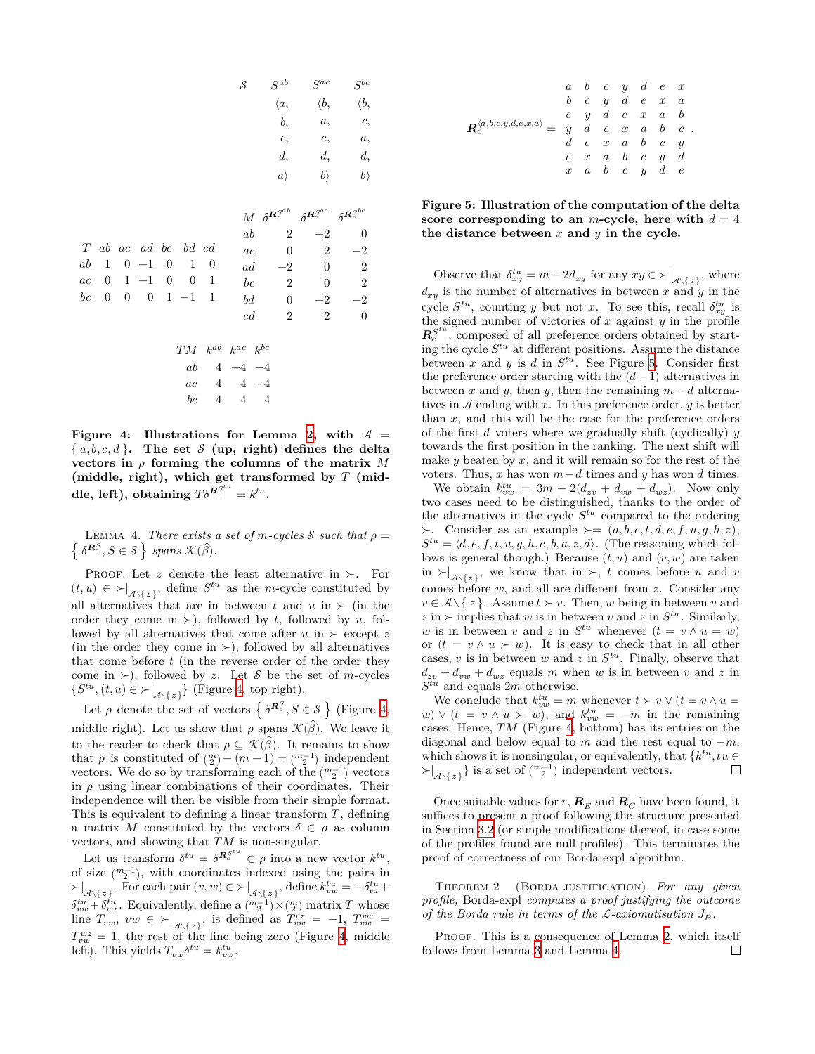| $\mathcal{S}$ | $S^{ab}$ | $S^{ac}$ | $S^{bc}$ |
|---|---|---|---|
| | $\langle a,$ | $\langle b,$ | $\langle b,$ |
| | $b,$ | $a,$ | $c,$ |
| | $c,$ | $c,$ | $a,$ |
| | $d,$ | $d,$ | $d,$ |
| | $a\rangle$ | $b\rangle$ | $b\rangle$ |

| $T$ | $ab$ | $ac$ | $ad$ | $bc$ | $bd$ | $cd$ |
|---|---|---|---|---|---|---|
| $ab$ | 1 | 0 | −1 | 0 | 1 | 0 |
| $ac$ | 0 | 1 | −1 | 0 | 0 | 1 |
| $bc$ | 0 | 0 | 0 | 1 | −1 | 1 |

| $M$ | $\delta\boldsymbol{R}_c^{S^{ab}}$ | $\delta\boldsymbol{R}_c^{S^{ac}}$ | $\delta\boldsymbol{R}_c^{S^{bc}}$ |
|---|---|---|---|
| $ab$ | 2 | −2 | 0 |
| $ac$ | 0 | 2 | −2 |
| $ad$ | −2 | 0 | 2 |
| $bc$ | 2 | 0 | 2 |
| $bd$ | 0 | −2 | −2 |
| $cd$ | 2 | 2 | 0 |

| $TM$ | $k^{ab}$ | $k^{ac}$ | $k^{bc}$ |
|---|---|---|---|
| $ab$ | 4 | −4 | −4 |
| $ac$ | 4 | 4 | −4 |
| $bc$ | 4 | 4 | 4 |

**Figure 4: Illustrations for Lemma 2, with $\mathcal{A} = \{ a, b, c, d \}$. The set $\mathcal{S}$ (up, right) defines the delta vectors in $\rho$ forming the columns of the matrix $M$ (middle, right), which get transformed by $T$ (middle, left), obtaining $T\delta^{\boldsymbol{R}_c^{S^{tu}}} = k^{tu}$.**

Lemma 4. *There exists a set of $m$-cycles $\mathcal{S}$ such that $\rho = \left\{ \delta^{\boldsymbol{R}_c^{S}}, S \in \mathcal{S} \right\}$ spans $\mathcal{K}(\hat{\beta})$.*

Proof. Let $z$ denote the least alternative in $\succ$. For $(t, u) \in \succ|_{\mathcal{A}\setminus\{ z \}}$, define $S^{tu}$ as the $m$-cycle constituted by all alternatives that are in between $t$ and $u$ in $\succ$ (in the order they come in $\succ$), followed by $t$, followed by $u$, followed by all alternatives that come after $u$ in $\succ$ except $z$ (in the order they come in $\succ$), followed by all alternatives that come before $t$ (in the reverse order of the order they come in $\succ$), followed by $z$. Let $\mathcal{S}$ be the set of $m$-cycles $\{S^{tu}, (t, u) \in \succ|_{\mathcal{A}\setminus\{ z \}}\}$ (Figure 4, top right).

Let $\rho$ denote the set of vectors $\left\{ \delta^{\boldsymbol{R}_c^{S}}, S \in \mathcal{S} \right\}$ (Figure 4, middle right). Let us show that $\rho$ spans $\mathcal{K}(\hat{\beta})$. We leave it to the reader to check that $\rho \subseteq \mathcal{K}(\hat{\beta})$. It remains to show that $\rho$ is constituted of $\binom{m}{2} - (m-1) = \binom{m-1}{2}$ independent vectors. We do so by transforming each of the $\binom{m-1}{2}$ vectors in $\rho$ using linear combinations of their coordinates. Their independence will then be visible from their simple format. This is equivalent to defining a linear transform $T$, defining a matrix $M$ constituted by the vectors $\delta \in \rho$ as column vectors, and showing that $TM$ is non-singular.

Let us transform $\delta^{tu} = \delta^{\boldsymbol{R}_c^{S^{tu}}} \in \rho$ into a new vector $k^{tu}$, of size $\binom{m-1}{2}$, with coordinates indexed using the pairs in $\succ|_{\mathcal{A}\setminus\{ z \}}$. For each pair $(v, w) \in \succ|_{\mathcal{A}\setminus\{ z \}}$, define $k^{tu}_{vw} = -\delta^{tu}_{vz} + \delta^{tu}_{vw} + \delta^{tu}_{wz}$. Equivalently, define a $\binom{m-1}{2} \times \binom{m}{2}$ matrix $T$ whose line $T_{vw}$, $vw \in \succ|_{\mathcal{A}\setminus\{ z \}}$, is defined as $T^{vz}_{vw} = -1$, $T^{vw}_{vw} = T^{wz}_{vw} = 1$, the rest of the line being zero (Figure 4, middle left). This yields $T_{vw}\delta^{tu} = k^{tu}_{vw}$.

$$
\boldsymbol{R}_c^{\langle a,b,c,y,d,e,x,a\rangle} = \begin{matrix} a & b & c & y & d & e & x \\ b & c & y & d & e & x & a \\ c & y & d & e & x & a & b \\ y & d & e & x & a & b & c \\ d & e & x & a & b & c & y \\ e & x & a & b & c & y & d \\ x & a & b & c & y & d & e \end{matrix}.
$$

**Figure 5: Illustration of the computation of the delta score corresponding to an $m$-cycle, here with $d = 4$ the distance between $x$ and $y$ in the cycle.**

Observe that $\delta^{tu}_{xy} = m - 2d_{xy}$ for any $xy \in \succ|_{\mathcal{A}\setminus\{ z \}}$, where $d_{xy}$ is the number of alternatives in between $x$ and $y$ in the cycle $S^{tu}$, counting $y$ but not $x$. To see this, recall $\delta^{tu}_{xy}$ is the signed number of victories of $x$ against $y$ in the profile $\boldsymbol{R}_c^{S^{tu}}$, composed of all preference orders obtained by starting the cycle $S^{tu}$ at different positions. Assume the distance between $x$ and $y$ is $d$ in $S^{tu}$. See Figure 5. Consider first the preference order starting with the $(d-1)$ alternatives in between $x$ and $y$, then $y$, then the remaining $m-d$ alternatives in $\mathcal{A}$ ending with $x$. In this preference order, $y$ is better than $x$, and this will be the case for the preference orders of the first $d$ voters where we gradually shift (cyclically) $y$ towards the first position in the ranking. The next shift will make $y$ beaten by $x$, and it will remain so for the rest of the voters. Thus, $x$ has won $m-d$ times and $y$ has won $d$ times.

We obtain $k^{tu}_{vw} = 3m - 2(d_{zv} + d_{vw} + d_{wz})$. Now only two cases need to be distinguished, thanks to the order of the alternatives in the cycle $S^{tu}$ compared to the ordering $\succ$. Consider as an example $\succ = (a, b, c, t, d, e, f, u, g, h, z)$, $S^{tu} = \langle d, e, f, t, u, g, h, c, b, a, z, d\rangle$. (The reasoning which follows is general though.) Because $(t, u)$ and $(v, w)$ are taken in $\succ|_{\mathcal{A}\setminus\{ z \}}$, we know that in $\succ$, $t$ comes before $u$ and $v$ comes before $w$, and all are different from $z$. Consider any $v \in \mathcal{A}\setminus\{ z \}$. Assume $t \succ v$. Then, $w$ being in between $v$ and $z$ in $\succ$ implies that $w$ is in between $v$ and $z$ in $S^{tu}$. Similarly, $w$ is in between $v$ and $z$ in $S^{tu}$ whenever $(t = v \wedge u = w)$ or $(t = v \wedge u \succ w)$. It is easy to check that in all other cases, $v$ is in between $w$ and $z$ in $S^{tu}$. Finally, observe that $d_{zv} + d_{vw} + d_{wz}$ equals $m$ when $w$ is in between $v$ and $z$ in $S^{tu}$ and equals $2m$ otherwise.

We conclude that $k^{tu}_{vw} = m$ whenever $t \succ v \vee (t = v \wedge u = w) \vee (t = v \wedge u \succ w)$, and $k^{tu}_{vw} = -m$ in the remaining cases. Hence, $TM$ (Figure 4, bottom) has its entries on the diagonal and below equal to $m$ and the rest equal to $-m$, which shows it is nonsingular, or equivalently, that $\{k^{tu}, tu \in \succ|_{\mathcal{A}\setminus\{ z \}}\}$ is a set of $\binom{m-1}{2}$ independent vectors. □

Once suitable values for $r$, $\boldsymbol{R}_E$ and $\boldsymbol{R}_C$ have been found, it suffices to present a proof following the structure presented in Section 3.2 (or simple modifications thereof, in case some of the profiles found are null profiles). This terminates the proof of correctness of our Borda-expl algorithm.

Theorem 2 (Borda justification). *For any given profile,* Borda-expl *computes a proof justifying the outcome of the Borda rule in terms of the $\mathcal{L}$-axiomatisation $J_B$.*

Proof. This is a consequence of Lemma 2, which itself follows from Lemma 3 and Lemma 4. □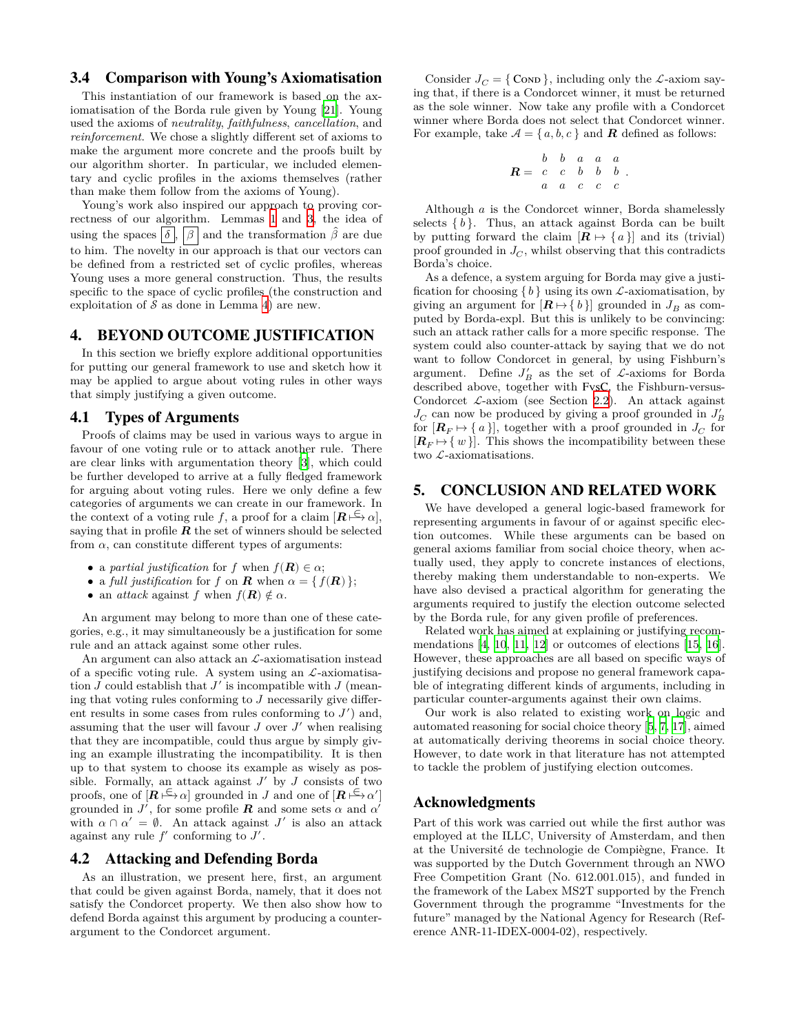### 3.4 Comparison with Young's Axiomatisation

This instantiation of our framework is based on the axiomatisation of the Borda rule given by Young [21]. Young used the axioms of *neutrality*, *faithfulness*, *cancellation*, and *reinforcement*. We chose a slightly different set of axioms to make the argument more concrete and the proofs built by our algorithm shorter. In particular, we included elementary and cyclic profiles in the axioms themselves (rather than make them follow from the axioms of Young).

Young's work also inspired our approach to proving correctness of our algorithm. Lemmas 1 and 3, the idea of using the spaces $\boxed{\delta}$, $\boxed{\beta}$ and the transformation $\hat{\beta}$ are due to him. The novelty in our approach is that our vectors can be defined from a restricted set of cyclic profiles, whereas Young uses a more general construction. Thus, the results specific to the space of cyclic profiles (the construction and exploitation of $\mathcal{S}$ as done in Lemma 4) are new.

## 4. BEYOND OUTCOME JUSTIFICATION

In this section we briefly explore additional opportunities for putting our general framework to use and sketch how it may be applied to argue about voting rules in other ways that simply justifying a given outcome.

### 4.1 Types of Arguments

Proofs of claims may be used in various ways to argue in favour of one voting rule or to attack another rule. There are clear links with argumentation theory [3], which could be further developed to arrive at a fully fledged framework for arguing about voting rules. Here we only define a few categories of arguments we can create in our framework. In the context of a voting rule $f$, a proof for a claim $[\boldsymbol{R} \overset{\in}{\mapsto} \alpha]$, saying that in profile $\boldsymbol{R}$ the set of winners should be selected from $\alpha$, can constitute different types of arguments:

- a *partial justification* for $f$ when $f(\boldsymbol{R}) \in \alpha$;
- a *full justification* for $f$ on $\boldsymbol{R}$ when $\alpha = \{ f(\boldsymbol{R}) \}$;
- an *attack* against $f$ when $f(\boldsymbol{R}) \notin \alpha$.

An argument may belong to more than one of these categories, e.g., it may simultaneously be a justification for some rule and an attack against some other rules.

An argument can also attack an $\mathcal{L}$-axiomatisation instead of a specific voting rule. A system using an $\mathcal{L}$-axiomatisation $J$ could establish that $J'$ is incompatible with $J$ (meaning that voting rules conforming to $J$ necessarily give different results in some cases from rules conforming to $J'$) and, assuming that the user will favour $J$ over $J'$ when realising that they are incompatible, could thus argue by simply giving an example illustrating the incompatibility. It is then up to that system to choose its example as wisely as possible. Formally, an attack against $J'$ by $J$ consists of two proofs, one of $[\boldsymbol{R} \overset{\in}{\mapsto} \alpha]$ grounded in $J$ and one of $[\boldsymbol{R} \overset{\in}{\mapsto} \alpha']$ grounded in $J'$, for some profile $\boldsymbol{R}$ and some sets $\alpha$ and $\alpha'$ with $\alpha \cap \alpha' = \emptyset$. An attack against $J'$ is also an attack against any rule $f'$ conforming to $J'$.

### 4.2 Attacking and Defending Borda

As an illustration, we present here, first, an argument that could be given against Borda, namely, that it does not satisfy the Condorcet property. We then also show how to defend Borda against this argument by producing a counter-argument to the Condorcet argument.

Consider $J_C = \{ \textsc{Cond} \}$, including only the $\mathcal{L}$-axiom saying that, if there is a Condorcet winner, it must be returned as the sole winner. Now take any profile with a Condorcet winner where Borda does not select that Condorcet winner. For example, take $\mathcal{A} = \{ a, b, c \}$ and $\boldsymbol{R}$ defined as follows:

$$\boldsymbol{R} = \begin{matrix} b & b & a & a & a \\ c & c & b & b & b \\ a & a & c & c & c \end{matrix}\,.$$

Although $a$ is the Condorcet winner, Borda shamelessly selects $\{ b \}$. Thus, an attack against Borda can be built by putting forward the claim $[\boldsymbol{R} \mapsto \{ a \}]$ and its (trivial) proof grounded in $J_C$, whilst observing that this contradicts Borda's choice.

As a defence, a system arguing for Borda may give a justification for choosing $\{ b \}$ using its own $\mathcal{L}$-axiomatisation, by giving an argument for $[\boldsymbol{R} \mapsto \{ b \}]$ grounded in $J_B$ as computed by Borda-expl. But this is unlikely to be convincing: such an attack rather calls for a more specific response. The system could also counter-attack by saying that we do not want to follow Condorcet in general, by using Fishburn's argument. Define $J'_B$ as the set of $\mathcal{L}$-axioms for Borda described above, together with FvsC, the Fishburn-versus-Condorcet $\mathcal{L}$-axiom (see Section 2.2). An attack against $J_C$ can now be produced by giving a proof grounded in $J'_B$ for $[\boldsymbol{R}_F \mapsto \{ a \}]$, together with a proof grounded in $J_C$ for $[\boldsymbol{R}_F \mapsto \{ w \}]$. This shows the incompatibility between these two $\mathcal{L}$-axiomatisations.

## 5. CONCLUSION AND RELATED WORK

We have developed a general logic-based framework for representing arguments in favour of or against specific election outcomes. While these arguments can be based on general axioms familiar from social choice theory, when actually used, they apply to concrete instances of elections, thereby making them understandable to non-experts. We have also devised a practical algorithm for generating the arguments required to justify the election outcome selected by the Borda rule, for any given profile of preferences.

Related work has aimed at explaining or justifying recommendations [4, 10, 11, 12] or outcomes of elections [15, 16]. However, these approaches are all based on specific ways of justifying decisions and propose no general framework capable of integrating different kinds of arguments, including in particular counter-arguments against their own claims.

Our work is also related to existing work on logic and automated reasoning for social choice theory [5, 7, 17], aimed at automatically deriving theorems in social choice theory. However, to date work in that literature has not attempted to tackle the problem of justifying election outcomes.

## Acknowledgments

Part of this work was carried out while the first author was employed at the ILLC, University of Amsterdam, and then at the Université de technologie de Compiègne, France. It was supported by the Dutch Government through an NWO Free Competition Grant (No. 612.001.015), and funded in the framework of the Labex MS2T supported by the French Government through the programme "Investments for the future" managed by the National Agency for Research (Reference ANR-11-IDEX-0004-02), respectively.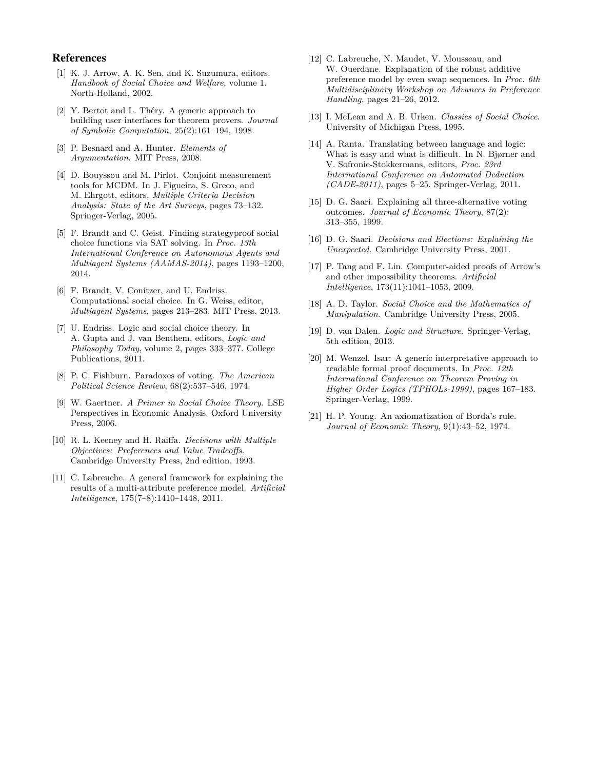## References

[1] K. J. Arrow, A. K. Sen, and K. Suzumura, editors. *Handbook of Social Choice and Welfare*, volume 1. North-Holland, 2002.

[2] Y. Bertot and L. Théry. A generic approach to building user interfaces for theorem provers. *Journal of Symbolic Computation*, 25(2):161–194, 1998.

[3] P. Besnard and A. Hunter. *Elements of Argumentation*. MIT Press, 2008.

[4] D. Bouyssou and M. Pirlot. Conjoint measurement tools for MCDM. In J. Figueira, S. Greco, and M. Ehrgott, editors, *Multiple Criteria Decision Analysis: State of the Art Surveys*, pages 73–132. Springer-Verlag, 2005.

[5] F. Brandt and C. Geist. Finding strategyproof social choice functions via SAT solving. In *Proc. 13th International Conference on Autonomous Agents and Multiagent Systems (AAMAS-2014)*, pages 1193–1200, 2014.

[6] F. Brandt, V. Conitzer, and U. Endriss. Computational social choice. In G. Weiss, editor, *Multiagent Systems*, pages 213–283. MIT Press, 2013.

[7] U. Endriss. Logic and social choice theory. In A. Gupta and J. van Benthem, editors, *Logic and Philosophy Today*, volume 2, pages 333–377. College Publications, 2011.

[8] P. C. Fishburn. Paradoxes of voting. *The American Political Science Review*, 68(2):537–546, 1974.

[9] W. Gaertner. *A Primer in Social Choice Theory*. LSE Perspectives in Economic Analysis. Oxford University Press, 2006.

[10] R. L. Keeney and H. Raiffa. *Decisions with Multiple Objectives: Preferences and Value Tradeoffs*. Cambridge University Press, 2nd edition, 1993.

[11] C. Labreuche. A general framework for explaining the results of a multi-attribute preference model. *Artificial Intelligence*, 175(7–8):1410–1448, 2011.

[12] C. Labreuche, N. Maudet, V. Mousseau, and W. Ouerdane. Explanation of the robust additive preference model by even swap sequences. In *Proc. 6th Multidisciplinary Workshop on Advances in Preference Handling*, pages 21–26, 2012.

[13] I. McLean and A. B. Urken. *Classics of Social Choice*. University of Michigan Press, 1995.

[14] A. Ranta. Translating between language and logic: What is easy and what is difficult. In N. Bjørner and V. Sofronie-Stokkermans, editors, *Proc. 23rd International Conference on Automated Deduction (CADE-2011)*, pages 5–25. Springer-Verlag, 2011.

[15] D. G. Saari. Explaining all three-alternative voting outcomes. *Journal of Economic Theory*, 87(2): 313–355, 1999.

[16] D. G. Saari. *Decisions and Elections: Explaining the Unexpected*. Cambridge University Press, 2001.

[17] P. Tang and F. Lin. Computer-aided proofs of Arrow's and other impossibility theorems. *Artificial Intelligence*, 173(11):1041–1053, 2009.

[18] A. D. Taylor. *Social Choice and the Mathematics of Manipulation*. Cambridge University Press, 2005.

[19] D. van Dalen. *Logic and Structure*. Springer-Verlag, 5th edition, 2013.

[20] M. Wenzel. Isar: A generic interpretative approach to readable formal proof documents. In *Proc. 12th International Conference on Theorem Proving in Higher Order Logics (TPHOLs-1999)*, pages 167–183. Springer-Verlag, 1999.

[21] H. P. Young. An axiomatization of Borda's rule. *Journal of Economic Theory*, 9(1):43–52, 1974.